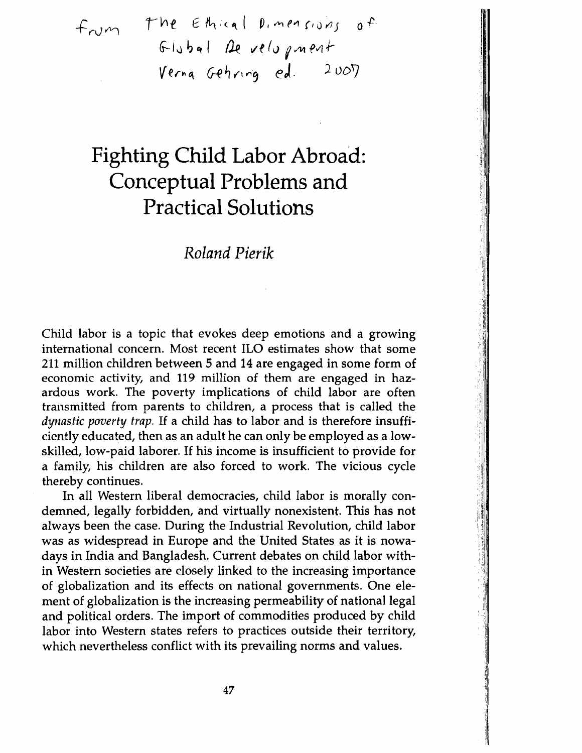from The Ethical Dimensions of Global Development Verna Gehring ed. 2007

# Fighting Child Labor Abroad: Conceptual Problems and Practical Solutions

*Roland Pierik*

Child labor is a topic that evokes deep emotions and a growing international concern. Most recent ILO estimates show that some 211 million children between 5 and 14 are engaged in some form of economic activity, and 119 million of them are engaged in hazardous work. The poverty implications of child labor are often transmitted from parents to children, a process that is called the *dynastic poverty trap*. If a child has to labor and is therefore insufficiently educated, then as an adult he can only be employed as a low-skilled, low-paid laborer. If his income is insufficient to provide for a family, his children are also forced to work. The vicious cycle thereby continues.

In all Western liberal democracies, child labor is morally condemned, legally forbidden, and virtually nonexistent. This has not always been the case. During the Industrial Revolution, child labor was as widespread in Europe and the United States as it is nowadays in India and Bangladesh. Current debates on child labor within Western societies are closely linked to the increasing importance of globalization and its effects on national governments. One element of globalization is the increasing permeability of national legal and political orders. The import of commodities produced by child labor into Western states refers to practices outside their territory, which nevertheless conflict with its prevailing norms and values.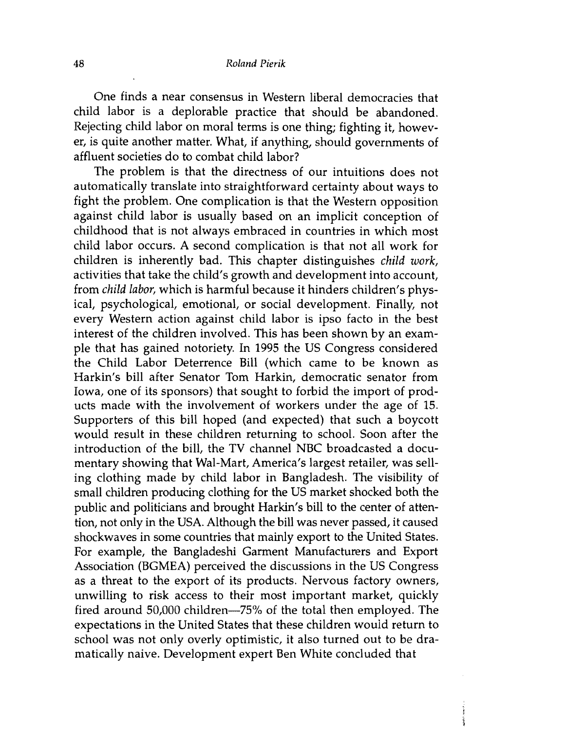One finds a near consensus in Western liberal democracies that child labor is a deplorable practice that should be abandoned. Rejecting child labor on moral terms is one thing; fighting it, however, is quite another matter. What, if anything, should governments of affluent societies do to combat child labor?

The problem is that the directness of our intuitions does not automatically translate into straightforward certainty about ways to fight the problem. One complication is that the Western opposition against child labor is usually based on an implicit conception of childhood that is not always embraced in countries in which most child labor occurs. A second complication is that not all work for children is inherently bad. This chapter distinguishes *child work*, activities that take the child's growth and development into account, from *child labor*, which is harmful because it hinders children's physical, psychological, emotional, or social development. Finally, not every Western action against child labor is ipso facto in the best interest of the children involved. This has been shown by an example that has gained notoriety. In 1995 the US Congress considered the Child Labor Deterrence Bill (which came to be known as Harkin's bill after Senator Tom Harkin, democratic senator from Iowa, one of its sponsors) that sought to forbid the import of products made with the involvement of workers under the age of 15. Supporters of this bill hoped (and expected) that such a boycott would result in these children returning to school. Soon after the introduction of the bill, the TV channel NBC broadcasted a documentary showing that Wal-Mart, America's largest retailer, was selling clothing made by child labor in Bangladesh. The visibility of small children producing clothing for the US market shocked both the public and politicians and brought Harkin's bill to the center of attention, not only in the USA. Although the bill was never passed, it caused shockwaves in some countries that mainly export to the United States. For example, the Bangladeshi Garment Manufacturers and Export Association (BGMEA) perceived the discussions in the US Congress as a threat to the export of its products. Nervous factory owners, unwilling to risk access to their most important market, quickly fired around 50,000 children—75% of the total then employed. The expectations in the United States that these children would return to school was not only overly optimistic, it also turned out to be dramatically naive. Development expert Ben White concluded that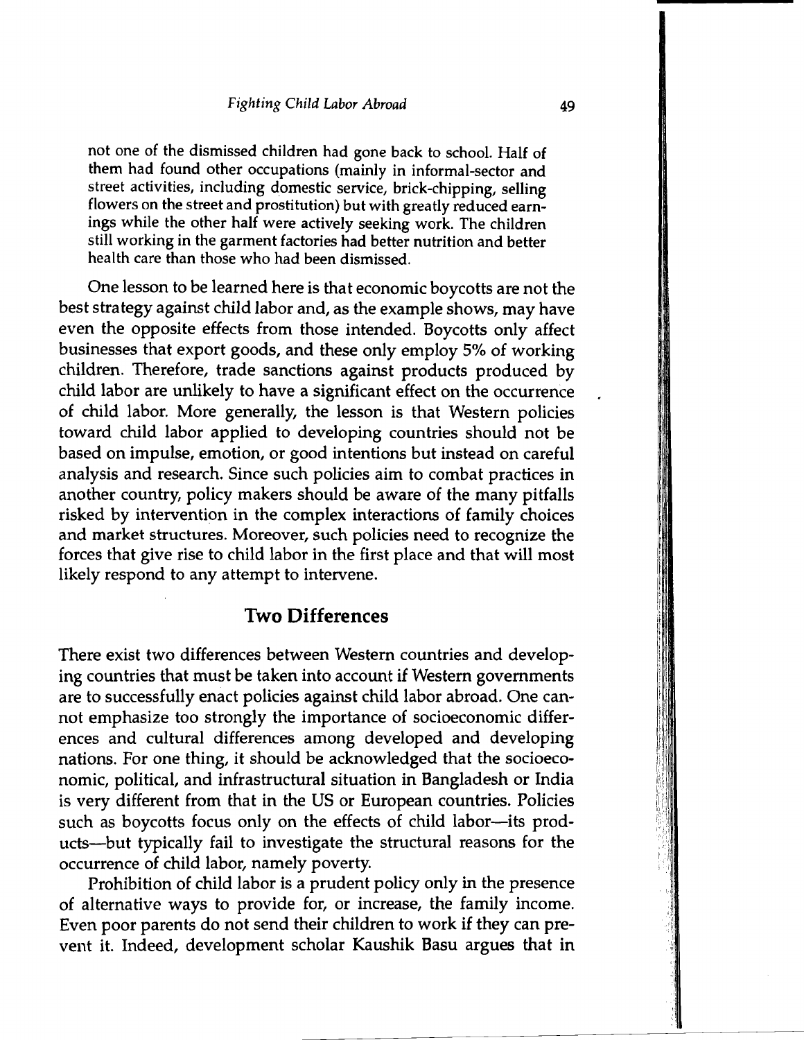not one of the dismissed children had gone back to school. Half of them had found other occupations (mainly in informal-sector and street activities, including domestic service, brick-chipping, selling flowers on the street and prostitution) but with greatly reduced earnings while the other half were actively seeking work. The children still working in the garment factories had better nutrition and better health care than those who had been dismissed.

One lesson to be learned here is that economic boycotts are not the best strategy against child labor and, as the example shows, may have even the opposite effects from those intended. Boycotts only affect businesses that export goods, and these only employ 5% of working children. Therefore, trade sanctions against products produced by child labor are unlikely to have a significant effect on the occurrence of child labor. More generally, the lesson is that Western policies toward child labor applied to developing countries should not be based on impulse, emotion, or good intentions but instead on careful analysis and research. Since such policies aim to combat practices in another country, policy makers should be aware of the many pitfalls risked by intervention in the complex interactions of family choices and market structures. Moreover, such policies need to recognize the forces that give rise to child labor in the first place and that will most likely respond to any attempt to intervene.

## Two Differences

There exist two differences between Western countries and developing countries that must be taken into account if Western governments are to successfully enact policies against child labor abroad. One cannot emphasize too strongly the importance of socioeconomic differences and cultural differences among developed and developing nations. For one thing, it should be acknowledged that the socioeconomic, political, and infrastructural situation in Bangladesh or India is very different from that in the US or European countries. Policies such as boycotts focus only on the effects of child labor—its products—but typically fail to investigate the structural reasons for the occurrence of child labor, namely poverty.

Prohibition of child labor is a prudent policy only in the presence of alternative ways to provide for, or increase, the family income. Even poor parents do not send their children to work if they can prevent it. Indeed, development scholar Kaushik Basu argues that in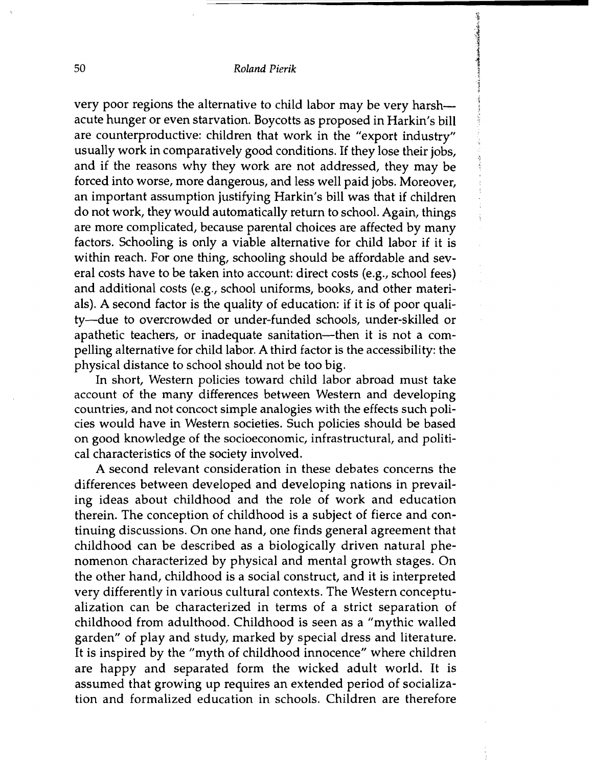very poor regions the alternative to child labor may be very harsh—acute hunger or even starvation. Boycotts as proposed in Harkin's bill are counterproductive: children that work in the "export industry" usually work in comparatively good conditions. If they lose their jobs, and if the reasons why they work are not addressed, they may be forced into worse, more dangerous, and less well paid jobs. Moreover, an important assumption justifying Harkin's bill was that if children do not work, they would automatically return to school. Again, things are more complicated, because parental choices are affected by many factors. Schooling is only a viable alternative for child labor if it is within reach. For one thing, schooling should be affordable and several costs have to be taken into account: direct costs (e.g., school fees) and additional costs (e.g., school uniforms, books, and other materials). A second factor is the quality of education: if it is of poor quality—due to overcrowded or under-funded schools, under-skilled or apathetic teachers, or inadequate sanitation—then it is not a compelling alternative for child labor. A third factor is the accessibility: the physical distance to school should not be too big.

In short, Western policies toward child labor abroad must take account of the many differences between Western and developing countries, and not concoct simple analogies with the effects such policies would have in Western societies. Such policies should be based on good knowledge of the socioeconomic, infrastructural, and political characteristics of the society involved.

A second relevant consideration in these debates concerns the differences between developed and developing nations in prevailing ideas about childhood and the role of work and education therein. The conception of childhood is a subject of fierce and continuing discussions. On one hand, one finds general agreement that childhood can be described as a biologically driven natural phenomenon characterized by physical and mental growth stages. On the other hand, childhood is a social construct, and it is interpreted very differently in various cultural contexts. The Western conceptualization can be characterized in terms of a strict separation of childhood from adulthood. Childhood is seen as a "mythic walled garden" of play and study, marked by special dress and literature. It is inspired by the "myth of childhood innocence" where children are happy and separated form the wicked adult world. It is assumed that growing up requires an extended period of socialization and formalized education in schools. Children are therefore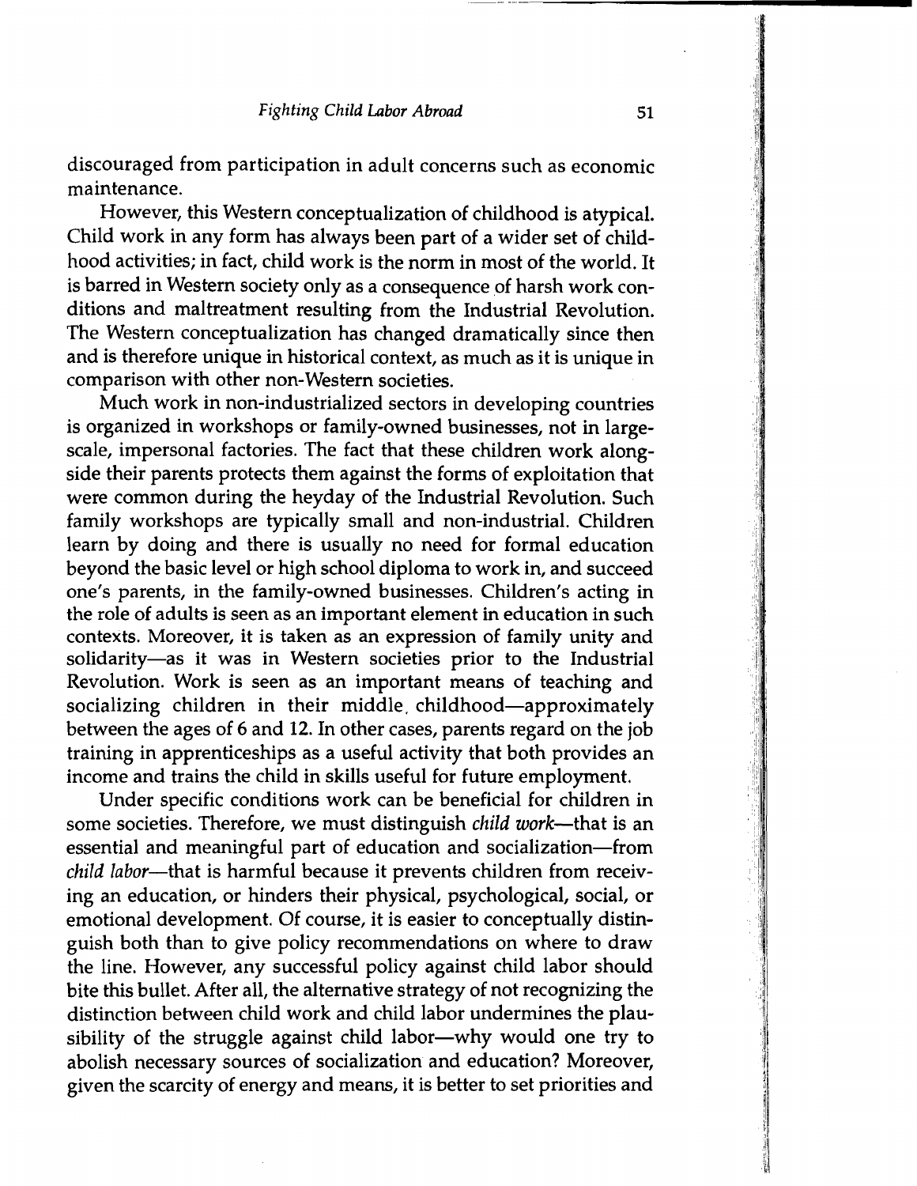discouraged from participation in adult concerns such as economic maintenance.

However, this Western conceptualization of childhood is atypical. Child work in any form has always been part of a wider set of childhood activities; in fact, child work is the norm in most of the world. It is barred in Western society only as a consequence of harsh work conditions and maltreatment resulting from the Industrial Revolution. The Western conceptualization has changed dramatically since then and is therefore unique in historical context, as much as it is unique in comparison with other non-Western societies.

Much work in non-industrialized sectors in developing countries is organized in workshops or family-owned businesses, not in large-scale, impersonal factories. The fact that these children work alongside their parents protects them against the forms of exploitation that were common during the heyday of the Industrial Revolution. Such family workshops are typically small and non-industrial. Children learn by doing and there is usually no need for formal education beyond the basic level or high school diploma to work in, and succeed one's parents, in the family-owned businesses. Children's acting in the role of adults is seen as an important element in education in such contexts. Moreover, it is taken as an expression of family unity and solidarity—as it was in Western societies prior to the Industrial Revolution. Work is seen as an important means of teaching and socializing children in their middle childhood—approximately between the ages of 6 and 12. In other cases, parents regard on the job training in apprenticeships as a useful activity that both provides an income and trains the child in skills useful for future employment.

Under specific conditions work can be beneficial for children in some societies. Therefore, we must distinguish *child work*—that is an essential and meaningful part of education and socialization—from *child labor*—that is harmful because it prevents children from receiving an education, or hinders their physical, psychological, social, or emotional development. Of course, it is easier to conceptually distinguish both than to give policy recommendations on where to draw the line. However, any successful policy against child labor should bite this bullet. After all, the alternative strategy of not recognizing the distinction between child work and child labor undermines the plausibility of the struggle against child labor—why would one try to abolish necessary sources of socialization and education? Moreover, given the scarcity of energy and means, it is better to set priorities and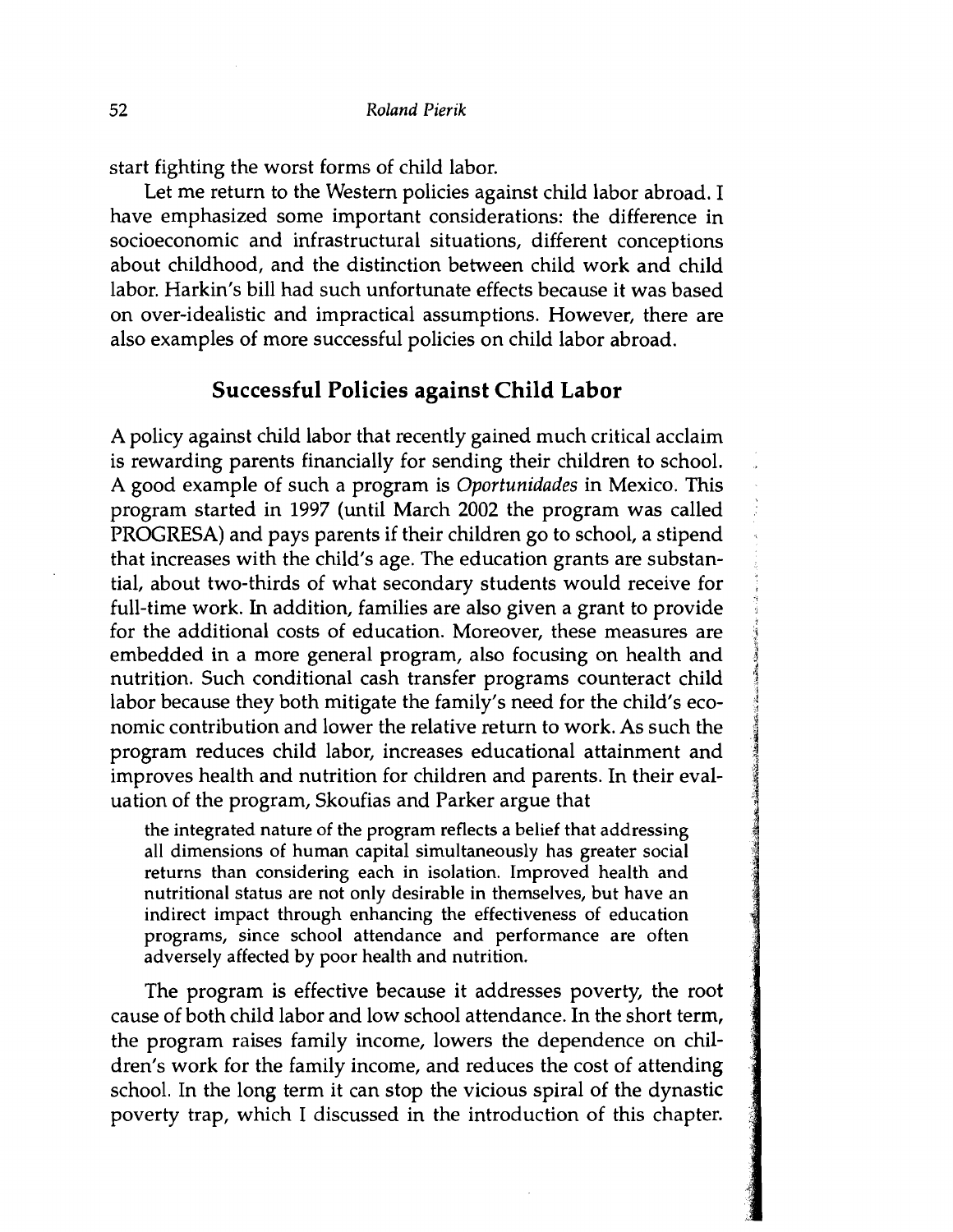start fighting the worst forms of child labor.

Let me return to the Western policies against child labor abroad. I have emphasized some important considerations: the difference in socioeconomic and infrastructural situations, different conceptions about childhood, and the distinction between child work and child labor. Harkin's bill had such unfortunate effects because it was based on over-idealistic and impractical assumptions. However, there are also examples of more successful policies on child labor abroad.

## Successful Policies against Child Labor

A policy against child labor that recently gained much critical acclaim is rewarding parents financially for sending their children to school. A good example of such a program is *Oportunidades* in Mexico. This program started in 1997 (until March 2002 the program was called PROGRESA) and pays parents if their children go to school, a stipend that increases with the child's age. The education grants are substantial, about two-thirds of what secondary students would receive for full-time work. In addition, families are also given a grant to provide for the additional costs of education. Moreover, these measures are embedded in a more general program, also focusing on health and nutrition. Such conditional cash transfer programs counteract child labor because they both mitigate the family's need for the child's economic contribution and lower the relative return to work. As such the program reduces child labor, increases educational attainment and improves health and nutrition for children and parents. In their evaluation of the program, Skoufias and Parker argue that

> the integrated nature of the program reflects a belief that addressing all dimensions of human capital simultaneously has greater social returns than considering each in isolation. Improved health and nutritional status are not only desirable in themselves, but have an indirect impact through enhancing the effectiveness of education programs, since school attendance and performance are often adversely affected by poor health and nutrition.

The program is effective because it addresses poverty, the root cause of both child labor and low school attendance. In the short term, the program raises family income, lowers the dependence on children's work for the family income, and reduces the cost of attending school. In the long term it can stop the vicious spiral of the dynastic poverty trap, which I discussed in the introduction of this chapter.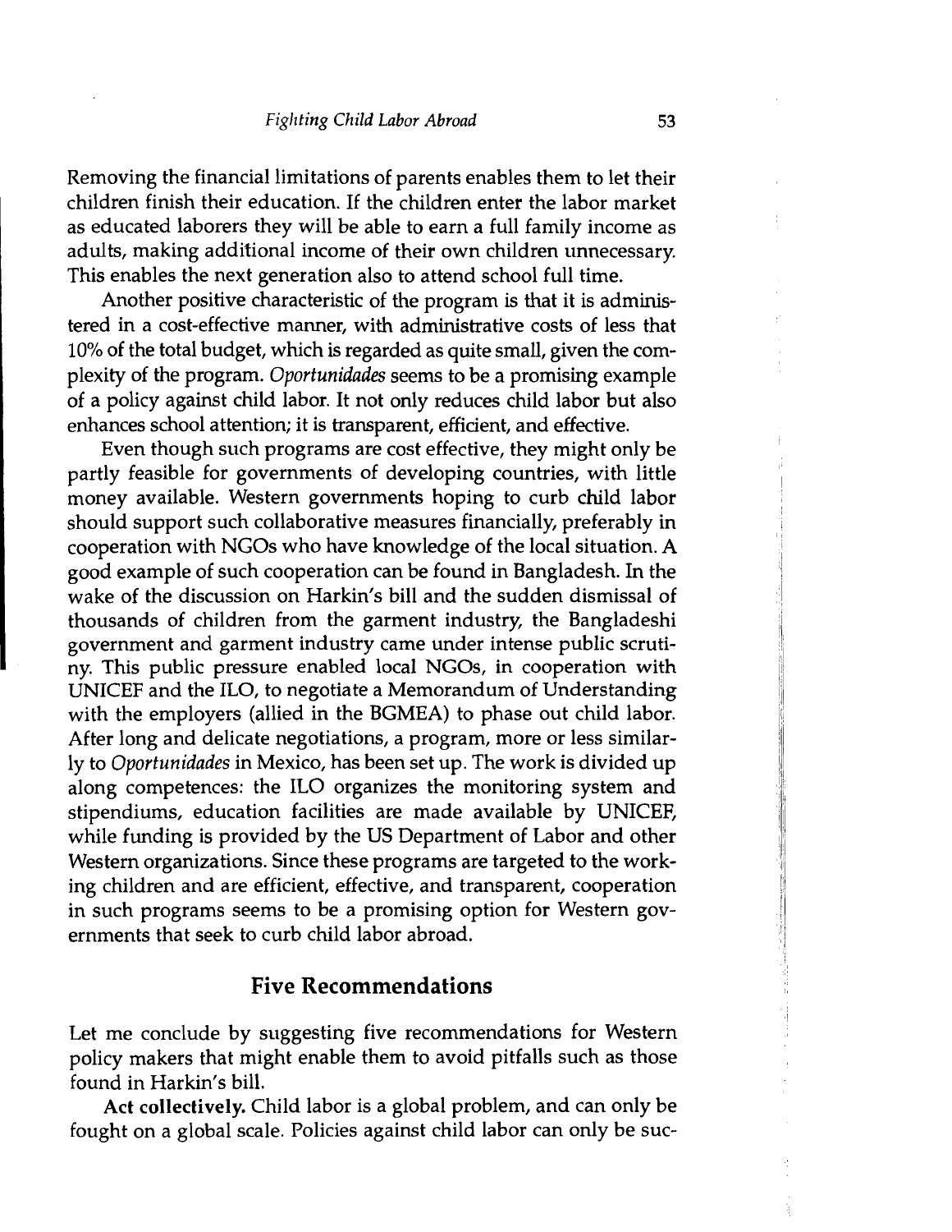Removing the financial limitations of parents enables them to let their children finish their education. If the children enter the labor market as educated laborers they will be able to earn a full family income as adults, making additional income of their own children unnecessary. This enables the next generation also to attend school full time.

Another positive characteristic of the program is that it is administered in a cost-effective manner, with administrative costs of less that 10% of the total budget, which is regarded as quite small, given the complexity of the program. *Oportunidades* seems to be a promising example of a policy against child labor. It not only reduces child labor but also enhances school attention; it is transparent, efficient, and effective.

Even though such programs are cost effective, they might only be partly feasible for governments of developing countries, with little money available. Western governments hoping to curb child labor should support such collaborative measures financially, preferably in cooperation with NGOs who have knowledge of the local situation. A good example of such cooperation can be found in Bangladesh. In the wake of the discussion on Harkin's bill and the sudden dismissal of thousands of children from the garment industry, the Bangladeshi government and garment industry came under intense public scrutiny. This public pressure enabled local NGOs, in cooperation with UNICEF and the ILO, to negotiate a Memorandum of Understanding with the employers (allied in the BGMEA) to phase out child labor. After long and delicate negotiations, a program, more or less similarly to *Oportunidades* in Mexico, has been set up. The work is divided up along competences: the ILO organizes the monitoring system and stipendiums, education facilities are made available by UNICEF, while funding is provided by the US Department of Labor and other Western organizations. Since these programs are targeted to the working children and are efficient, effective, and transparent, cooperation in such programs seems to be a promising option for Western governments that seek to curb child labor abroad.

## Five Recommendations

Let me conclude by suggesting five recommendations for Western policy makers that might enable them to avoid pitfalls such as those found in Harkin's bill.

**Act collectively.** Child labor is a global problem, and can only be fought on a global scale. Policies against child labor can only be suc-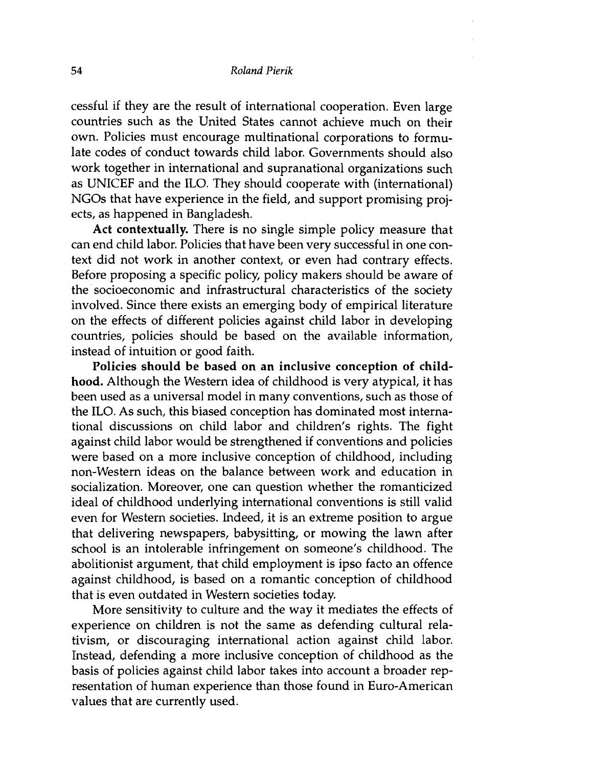cessful if they are the result of international cooperation. Even large countries such as the United States cannot achieve much on their own. Policies must encourage multinational corporations to formulate codes of conduct towards child labor. Governments should also work together in international and supranational organizations such as UNICEF and the ILO. They should cooperate with (international) NGOs that have experience in the field, and support promising projects, as happened in Bangladesh.

**Act contextually.** There is no single simple policy measure that can end child labor. Policies that have been very successful in one context did not work in another context, or even had contrary effects. Before proposing a specific policy, policy makers should be aware of the socioeconomic and infrastructural characteristics of the society involved. Since there exists an emerging body of empirical literature on the effects of different policies against child labor in developing countries, policies should be based on the available information, instead of intuition or good faith.

**Policies should be based on an inclusive conception of childhood.** Although the Western idea of childhood is very atypical, it has been used as a universal model in many conventions, such as those of the ILO. As such, this biased conception has dominated most international discussions on child labor and children's rights. The fight against child labor would be strengthened if conventions and policies were based on a more inclusive conception of childhood, including non-Western ideas on the balance between work and education in socialization. Moreover, one can question whether the romanticized ideal of childhood underlying international conventions is still valid even for Western societies. Indeed, it is an extreme position to argue that delivering newspapers, babysitting, or mowing the lawn after school is an intolerable infringement on someone's childhood. The abolitionist argument, that child employment is ipso facto an offence against childhood, is based on a romantic conception of childhood that is even outdated in Western societies today.

More sensitivity to culture and the way it mediates the effects of experience on children is not the same as defending cultural relativism, or discouraging international action against child labor. Instead, defending a more inclusive conception of childhood as the basis of policies against child labor takes into account a broader representation of human experience than those found in Euro-American values that are currently used.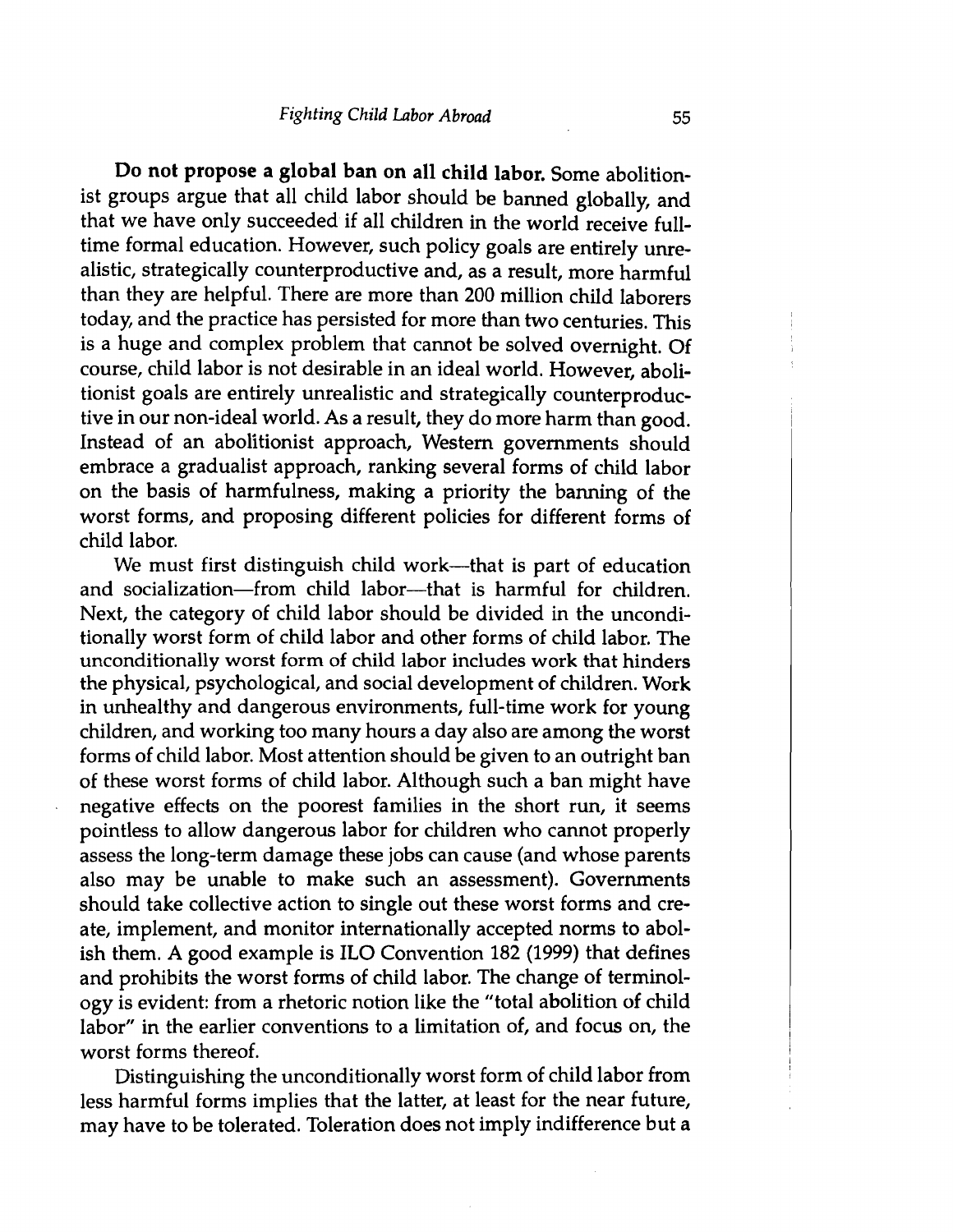**Do not propose a global ban on all child labor.** Some abolitionist groups argue that all child labor should be banned globally, and that we have only succeeded if all children in the world receive full-time formal education. However, such policy goals are entirely unrealistic, strategically counterproductive and, as a result, more harmful than they are helpful. There are more than 200 million child laborers today, and the practice has persisted for more than two centuries. This is a huge and complex problem that cannot be solved overnight. Of course, child labor is not desirable in an ideal world. However, abolitionist goals are entirely unrealistic and strategically counterproductive in our non-ideal world. As a result, they do more harm than good. Instead of an abolitionist approach, Western governments should embrace a gradualist approach, ranking several forms of child labor on the basis of harmfulness, making a priority the banning of the worst forms, and proposing different policies for different forms of child labor.

We must first distinguish child work—that is part of education and socialization—from child labor—that is harmful for children. Next, the category of child labor should be divided in the unconditionally worst form of child labor and other forms of child labor. The unconditionally worst form of child labor includes work that hinders the physical, psychological, and social development of children. Work in unhealthy and dangerous environments, full-time work for young children, and working too many hours a day also are among the worst forms of child labor. Most attention should be given to an outright ban of these worst forms of child labor. Although such a ban might have negative effects on the poorest families in the short run, it seems pointless to allow dangerous labor for children who cannot properly assess the long-term damage these jobs can cause (and whose parents also may be unable to make such an assessment). Governments should take collective action to single out these worst forms and create, implement, and monitor internationally accepted norms to abolish them. A good example is ILO Convention 182 (1999) that defines and prohibits the worst forms of child labor. The change of terminology is evident: from a rhetoric notion like the "total abolition of child labor" in the earlier conventions to a limitation of, and focus on, the worst forms thereof.

Distinguishing the unconditionally worst form of child labor from less harmful forms implies that the latter, at least for the near future, may have to be tolerated. Toleration does not imply indifference but a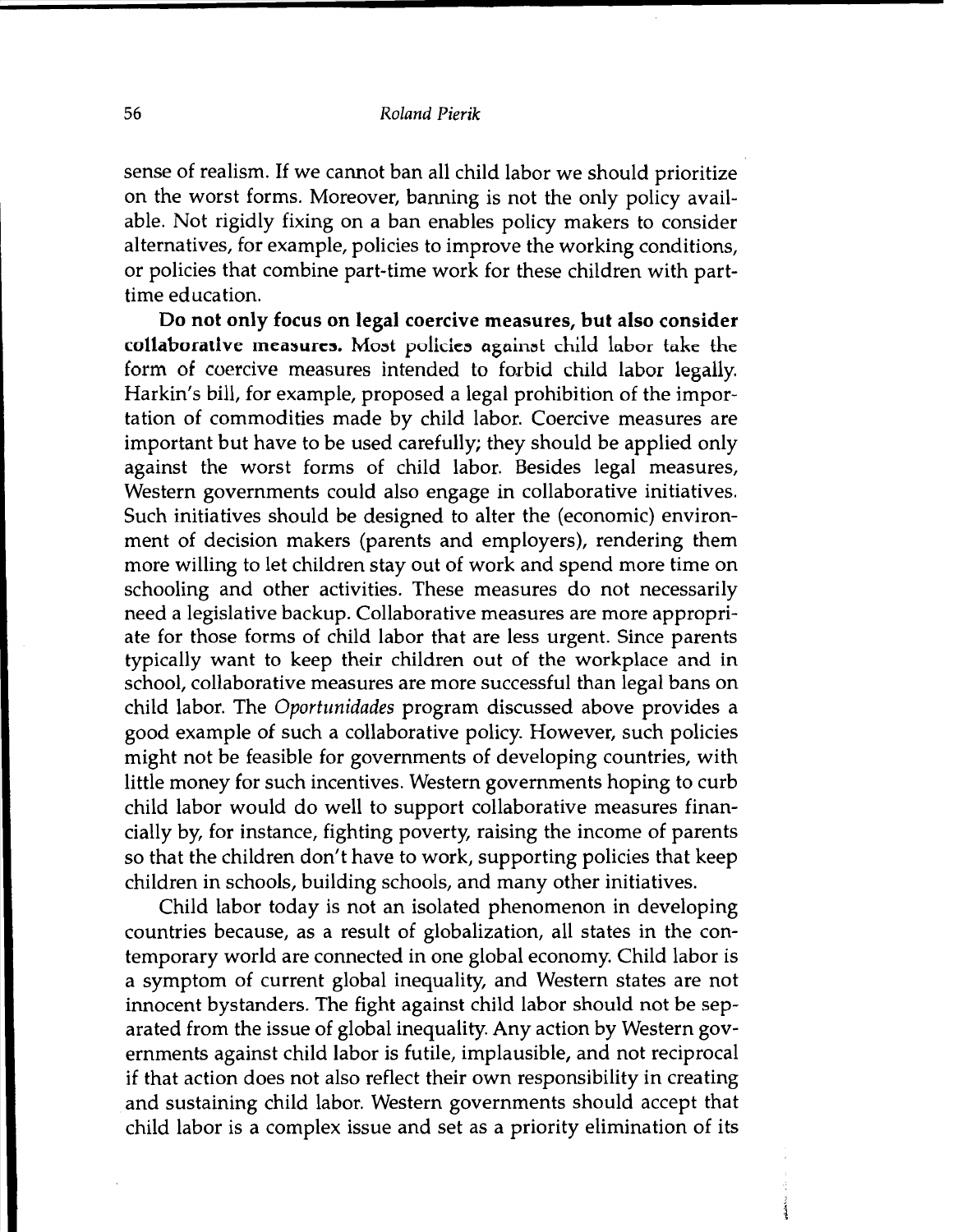sense of realism. If we cannot ban all child labor we should prioritize on the worst forms. Moreover, banning is not the only policy available. Not rigidly fixing on a ban enables policy makers to consider alternatives, for example, policies to improve the working conditions, or policies that combine part-time work for these children with part-time education.

**Do not only focus on legal coercive measures, but also consider collaborative measures.** Most policies against child labor take the form of coercive measures intended to forbid child labor legally. Harkin's bill, for example, proposed a legal prohibition of the importation of commodities made by child labor. Coercive measures are important but have to be used carefully; they should be applied only against the worst forms of child labor. Besides legal measures, Western governments could also engage in collaborative initiatives. Such initiatives should be designed to alter the (economic) environment of decision makers (parents and employers), rendering them more willing to let children stay out of work and spend more time on schooling and other activities. These measures do not necessarily need a legislative backup. Collaborative measures are more appropriate for those forms of child labor that are less urgent. Since parents typically want to keep their children out of the workplace and in school, collaborative measures are more successful than legal bans on child labor. The *Oportunidades* program discussed above provides a good example of such a collaborative policy. However, such policies might not be feasible for governments of developing countries, with little money for such incentives. Western governments hoping to curb child labor would do well to support collaborative measures financially by, for instance, fighting poverty, raising the income of parents so that the children don't have to work, supporting policies that keep children in schools, building schools, and many other initiatives.

Child labor today is not an isolated phenomenon in developing countries because, as a result of globalization, all states in the contemporary world are connected in one global economy. Child labor is a symptom of current global inequality, and Western states are not innocent bystanders. The fight against child labor should not be separated from the issue of global inequality. Any action by Western governments against child labor is futile, implausible, and not reciprocal if that action does not also reflect their own responsibility in creating and sustaining child labor. Western governments should accept that child labor is a complex issue and set as a priority elimination of its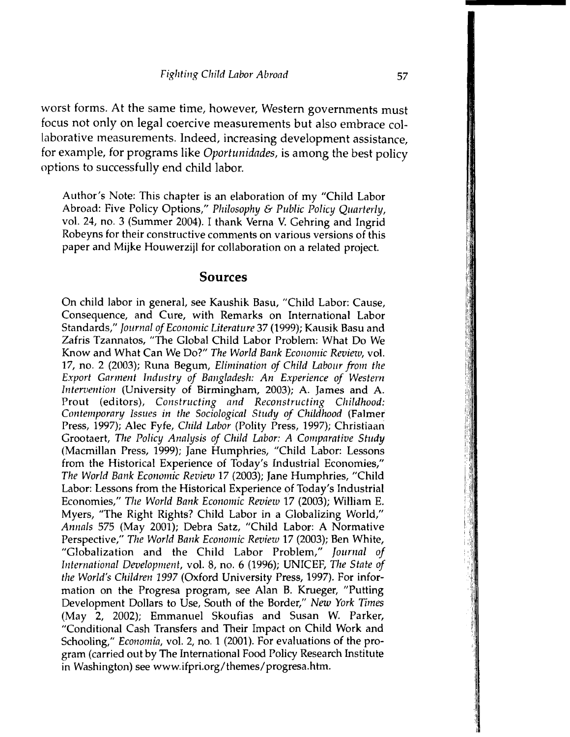worst forms. At the same time, however, Western governments must focus not only on legal coercive measurements but also embrace collaborative measurements. Indeed, increasing development assistance, for example, for programs like *Oportunidades*, is among the best policy options to successfully end child labor.

Author's Note: This chapter is an elaboration of my "Child Labor Abroad: Five Policy Options," *Philosophy & Public Policy Quarterly*, vol. 24, no. 3 (Summer 2004). I thank Verna V. Gehring and Ingrid Robeyns for their constructive comments on various versions of this paper and Mijke Houwerzijl for collaboration on a related project.

## Sources

On child labor in general, see Kaushik Basu, "Child Labor: Cause, Consequence, and Cure, with Remarks on International Labor Standards," *Journal of Economic Literature* 37 (1999); Kausik Basu and Zafris Tzannatos, "The Global Child Labor Problem: What Do We Know and What Can We Do?" *The World Bank Economic Review*, vol. 17, no. 2 (2003); Runa Begum, *Elimination of Child Labour from the Export Garment Industry of Bangladesh: An Experience of Western Intervention* (University of Birmingham, 2003); A. James and A. Prout (editors), *Constructing and Reconstructing Childhood: Contemporary Issues in the Sociological Study of Childhood* (Falmer Press, 1997); Alec Fyfe, *Child Labor* (Polity Press, 1997); Christiaan Grootaert, *The Policy Analysis of Child Labor: A Comparative Study* (Macmillan Press, 1999); Jane Humphries, "Child Labor: Lessons from the Historical Experience of Today's Industrial Economies," *The World Bank Economic Review* 17 (2003); Jane Humphries, "Child Labor: Lessons from the Historical Experience of Today's Industrial Economies," *The World Bank Economic Review* 17 (2003); William E. Myers, "The Right Rights? Child Labor in a Globalizing World," *Annals* 575 (May 2001); Debra Satz, "Child Labor: A Normative Perspective," *The World Bank Economic Review* 17 (2003); Ben White, "Globalization and the Child Labor Problem," *Journal of International Development*, vol. 8, no. 6 (1996); UNICEF, *The State of the World's Children 1997* (Oxford University Press, 1997). For information on the Progresa program, see Alan B. Krueger, "Putting Development Dollars to Use, South of the Border," *New York Times* (May 2, 2002); Emmanuel Skoufias and Susan W. Parker, "Conditional Cash Transfers and Their Impact on Child Work and Schooling," *Economia*, vol. 2, no. 1 (2001). For evaluations of the program (carried out by The International Food Policy Research Institute in Washington) see www.ifpri.org/themes/progresa.htm.